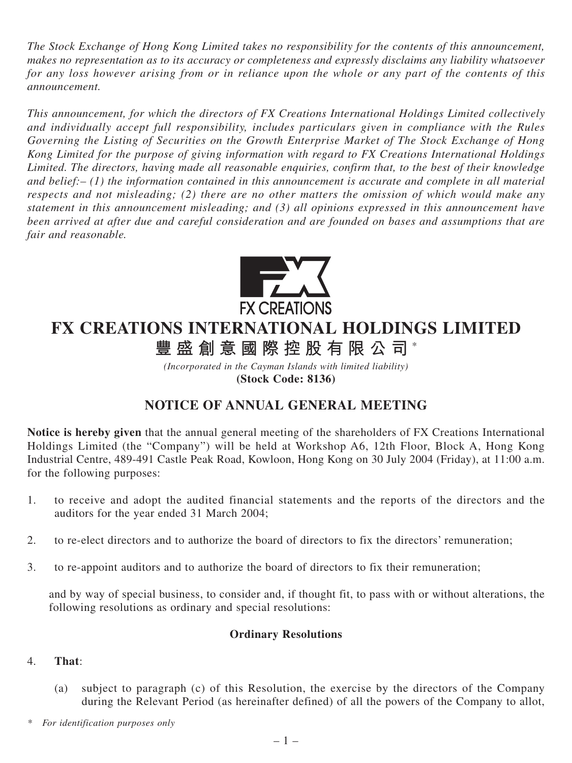*The Stock Exchange of Hong Kong Limited takes no responsibility for the contents of this announcement, makes no representation as to its accuracy or completeness and expressly disclaims any liability whatsoever for any loss however arising from or in reliance upon the whole or any part of the contents of this announcement.*

*This announcement, for which the directors of FX Creations International Holdings Limited collectively and individually accept full responsibility, includes particulars given in compliance with the Rules Governing the Listing of Securities on the Growth Enterprise Market of The Stock Exchange of Hong Kong Limited for the purpose of giving information with regard to FX Creations International Holdings Limited. The directors, having made all reasonable enquiries, confirm that, to the best of their knowledge and belief:– (1) the information contained in this announcement is accurate and complete in all material respects and not misleading; (2) there are no other matters the omission of which would make any statement in this announcement misleading; and (3) all opinions expressed in this announcement have been arrived at after due and careful consideration and are founded on bases and assumptions that are fair and reasonable.*

FX CREATIONS

# FX CREATIONS INTERNATIONAL HOLDINGS LIMITED

## 豐盛創意國際控股有限公司*

*(Incorporated in the Cayman Islands with limited liability)*

**(Stock Code: 8136)**

## NOTICE OF ANNUAL GENERAL MEETING

**Notice is hereby given** that the annual general meeting of the shareholders of FX Creations International Holdings Limited (the "Company") will be held at Workshop A6, 12th Floor, Block A, Hong Kong Industrial Centre, 489-491 Castle Peak Road, Kowloon, Hong Kong on 30 July 2004 (Friday), at 11:00 a.m. for the following purposes:

1. to receive and adopt the audited financial statements and the reports of the directors and the auditors for the year ended 31 March 2004;

2. to re-elect directors and to authorize the board of directors to fix the directors' remuneration;

3. to re-appoint auditors and to authorize the board of directors to fix their remuneration;

   and by way of special business, to consider and, if thought fit, to pass with or without alterations, the following resolutions as ordinary and special resolutions:

**Ordinary Resolutions**

4. **That**:

   (a) subject to paragraph (c) of this Resolution, the exercise by the directors of the Company during the Relevant Period (as hereinafter defined) of all the powers of the Company to allot,

\* *For identification purposes only*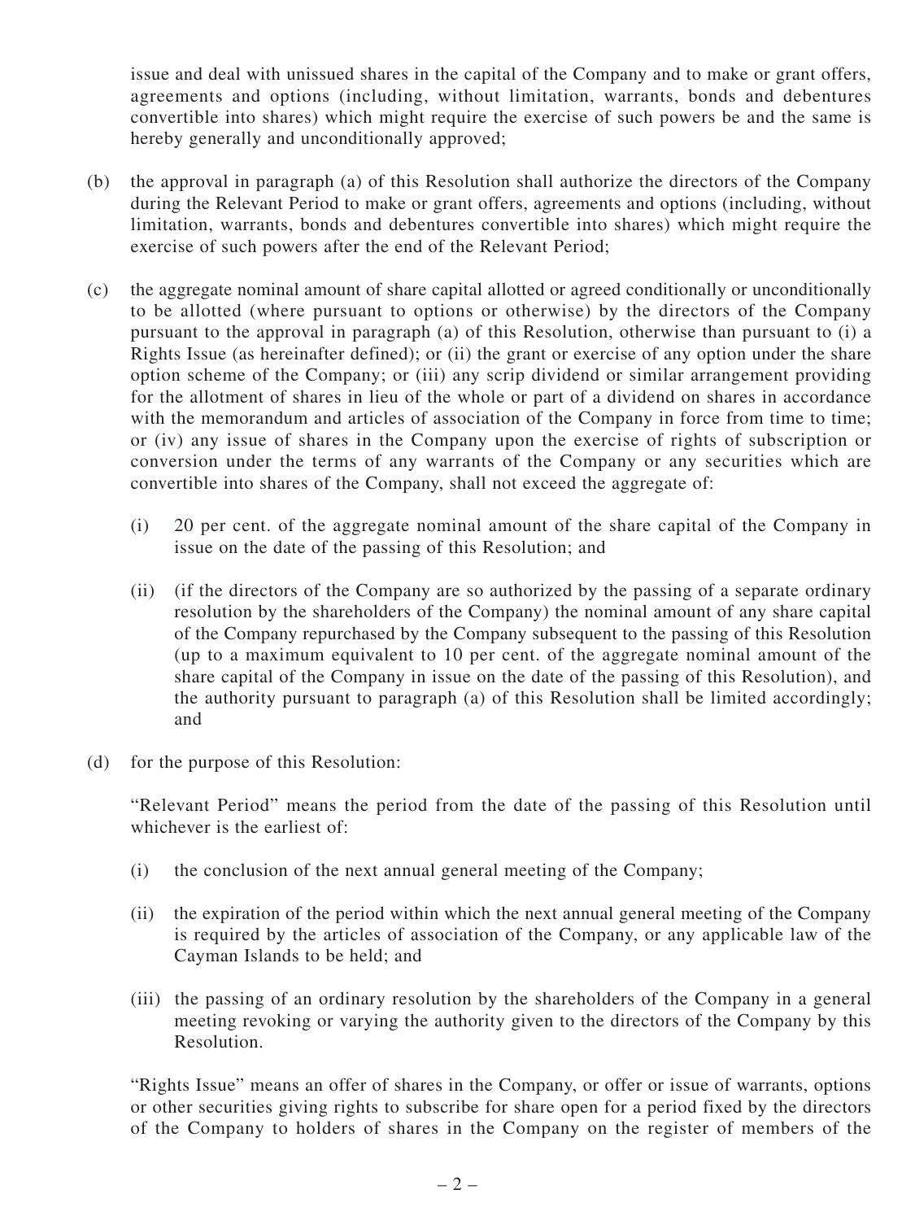issue and deal with unissued shares in the capital of the Company and to make or grant offers, agreements and options (including, without limitation, warrants, bonds and debentures convertible into shares) which might require the exercise of such powers be and the same is hereby generally and unconditionally approved;

(b) the approval in paragraph (a) of this Resolution shall authorize the directors of the Company during the Relevant Period to make or grant offers, agreements and options (including, without limitation, warrants, bonds and debentures convertible into shares) which might require the exercise of such powers after the end of the Relevant Period;

(c) the aggregate nominal amount of share capital allotted or agreed conditionally or unconditionally to be allotted (where pursuant to options or otherwise) by the directors of the Company pursuant to the approval in paragraph (a) of this Resolution, otherwise than pursuant to (i) a Rights Issue (as hereinafter defined); or (ii) the grant or exercise of any option under the share option scheme of the Company; or (iii) any scrip dividend or similar arrangement providing for the allotment of shares in lieu of the whole or part of a dividend on shares in accordance with the memorandum and articles of association of the Company in force from time to time; or (iv) any issue of shares in the Company upon the exercise of rights of subscription or conversion under the terms of any warrants of the Company or any securities which are convertible into shares of the Company, shall not exceed the aggregate of:

   (i) 20 per cent. of the aggregate nominal amount of the share capital of the Company in issue on the date of the passing of this Resolution; and

   (ii) (if the directors of the Company are so authorized by the passing of a separate ordinary resolution by the shareholders of the Company) the nominal amount of any share capital of the Company repurchased by the Company subsequent to the passing of this Resolution (up to a maximum equivalent to 10 per cent. of the aggregate nominal amount of the share capital of the Company in issue on the date of the passing of this Resolution), and the authority pursuant to paragraph (a) of this Resolution shall be limited accordingly; and

(d) for the purpose of this Resolution:

   "Relevant Period" means the period from the date of the passing of this Resolution until whichever is the earliest of:

   (i) the conclusion of the next annual general meeting of the Company;

   (ii) the expiration of the period within which the next annual general meeting of the Company is required by the articles of association of the Company, or any applicable law of the Cayman Islands to be held; and

   (iii) the passing of an ordinary resolution by the shareholders of the Company in a general meeting revoking or varying the authority given to the directors of the Company by this Resolution.

   "Rights Issue" means an offer of shares in the Company, or offer or issue of warrants, options or other securities giving rights to subscribe for share open for a period fixed by the directors of the Company to holders of shares in the Company on the register of members of the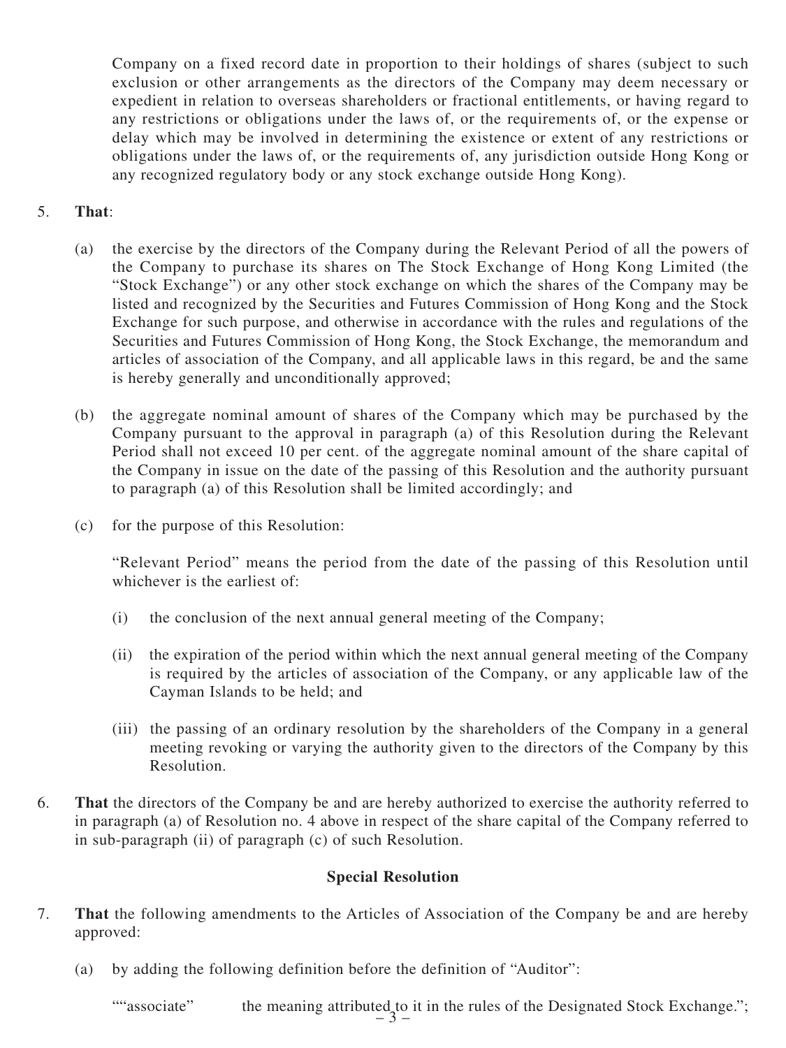Company on a fixed record date in proportion to their holdings of shares (subject to such exclusion or other arrangements as the directors of the Company may deem necessary or expedient in relation to overseas shareholders or fractional entitlements, or having regard to any restrictions or obligations under the laws of, or the requirements of, or the expense or delay which may be involved in determining the existence or extent of any restrictions or obligations under the laws of, or the requirements of, any jurisdiction outside Hong Kong or any recognized regulatory body or any stock exchange outside Hong Kong).

5. **That**:

   (a) the exercise by the directors of the Company during the Relevant Period of all the powers of the Company to purchase its shares on The Stock Exchange of Hong Kong Limited (the "Stock Exchange") or any other stock exchange on which the shares of the Company may be listed and recognized by the Securities and Futures Commission of Hong Kong and the Stock Exchange for such purpose, and otherwise in accordance with the rules and regulations of the Securities and Futures Commission of Hong Kong, the Stock Exchange, the memorandum and articles of association of the Company, and all applicable laws in this regard, be and the same is hereby generally and unconditionally approved;

   (b) the aggregate nominal amount of shares of the Company which may be purchased by the Company pursuant to the approval in paragraph (a) of this Resolution during the Relevant Period shall not exceed 10 per cent. of the aggregate nominal amount of the share capital of the Company in issue on the date of the passing of this Resolution and the authority pursuant to paragraph (a) of this Resolution shall be limited accordingly; and

   (c) for the purpose of this Resolution:

   "Relevant Period" means the period from the date of the passing of this Resolution until whichever is the earliest of:

   (i) the conclusion of the next annual general meeting of the Company;

   (ii) the expiration of the period within which the next annual general meeting of the Company is required by the articles of association of the Company, or any applicable law of the Cayman Islands to be held; and

   (iii) the passing of an ordinary resolution by the shareholders of the Company in a general meeting revoking or varying the authority given to the directors of the Company by this Resolution.

6. **That** the directors of the Company be and are hereby authorized to exercise the authority referred to in paragraph (a) of Resolution no. 4 above in respect of the share capital of the Company referred to in sub-paragraph (ii) of paragraph (c) of such Resolution.

**Special Resolution**

7. **That** the following amendments to the Articles of Association of the Company be and are hereby approved:

   (a) by adding the following definition before the definition of "Auditor":

   ""associate" the meaning attributed to it in the rules of the Designated Stock Exchange.";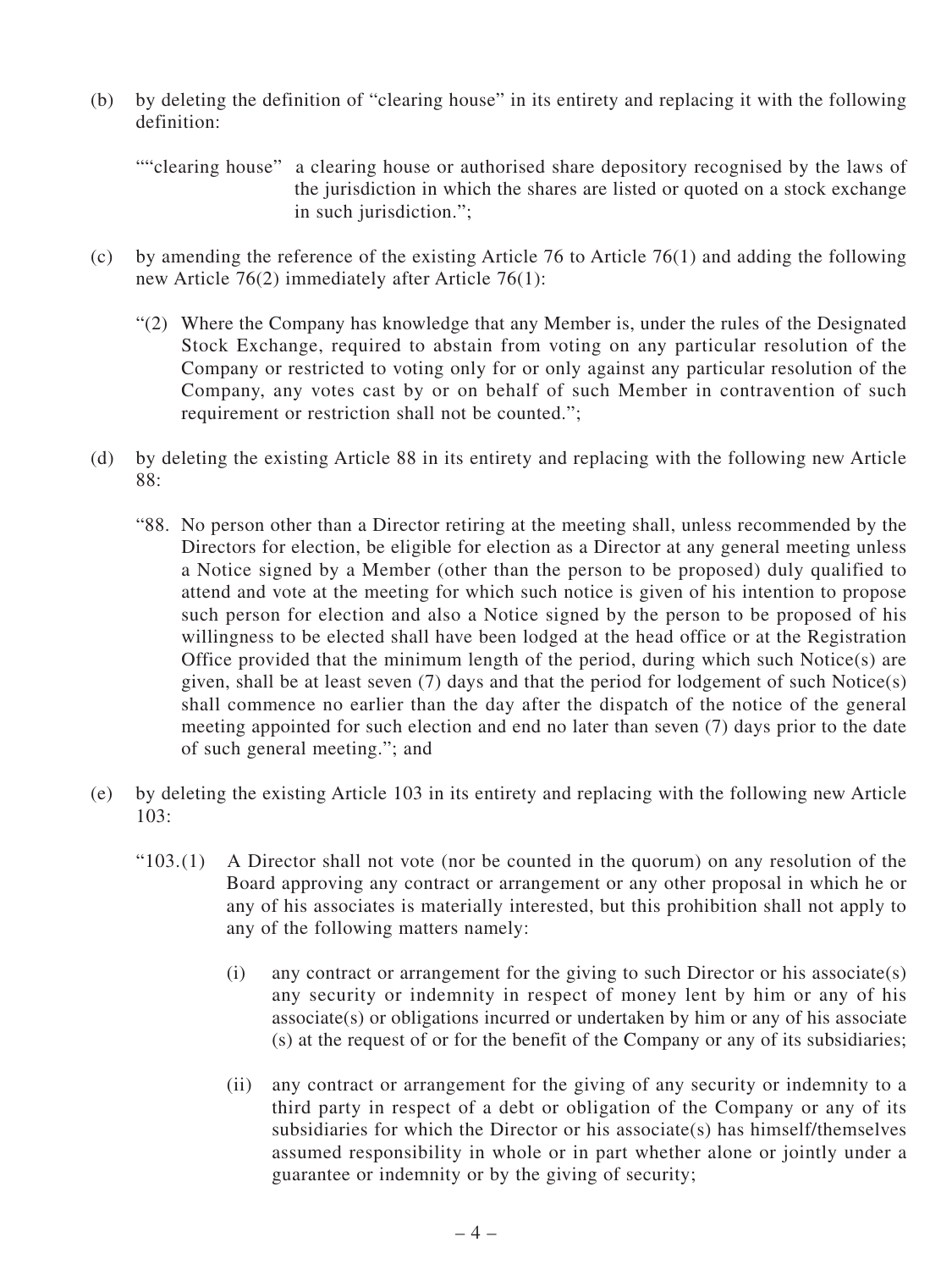(b) by deleting the definition of "clearing house" in its entirety and replacing it with the following definition:

> ""clearing house" a clearing house or authorised share depository recognised by the laws of the jurisdiction in which the shares are listed or quoted on a stock exchange in such jurisdiction.";

(c) by amending the reference of the existing Article 76 to Article 76(1) and adding the following new Article 76(2) immediately after Article 76(1):

> "(2) Where the Company has knowledge that any Member is, under the rules of the Designated Stock Exchange, required to abstain from voting on any particular resolution of the Company or restricted to voting only for or only against any particular resolution of the Company, any votes cast by or on behalf of such Member in contravention of such requirement or restriction shall not be counted.";

(d) by deleting the existing Article 88 in its entirety and replacing with the following new Article 88:

> "88. No person other than a Director retiring at the meeting shall, unless recommended by the Directors for election, be eligible for election as a Director at any general meeting unless a Notice signed by a Member (other than the person to be proposed) duly qualified to attend and vote at the meeting for which such notice is given of his intention to propose such person for election and also a Notice signed by the person to be proposed of his willingness to be elected shall have been lodged at the head office or at the Registration Office provided that the minimum length of the period, during which such Notice(s) are given, shall be at least seven (7) days and that the period for lodgement of such Notice(s) shall commence no earlier than the day after the dispatch of the notice of the general meeting appointed for such election and end no later than seven (7) days prior to the date of such general meeting."; and

(e) by deleting the existing Article 103 in its entirety and replacing with the following new Article 103:

> "103.(1) A Director shall not vote (nor be counted in the quorum) on any resolution of the Board approving any contract or arrangement or any other proposal in which he or any of his associates is materially interested, but this prohibition shall not apply to any of the following matters namely:
>
> (i) any contract or arrangement for the giving to such Director or his associate(s) any security or indemnity in respect of money lent by him or any of his associate(s) or obligations incurred or undertaken by him or any of his associate (s) at the request of or for the benefit of the Company or any of its subsidiaries;
>
> (ii) any contract or arrangement for the giving of any security or indemnity to a third party in respect of a debt or obligation of the Company or any of its subsidiaries for which the Director or his associate(s) has himself/themselves assumed responsibility in whole or in part whether alone or jointly under a guarantee or indemnity or by the giving of security;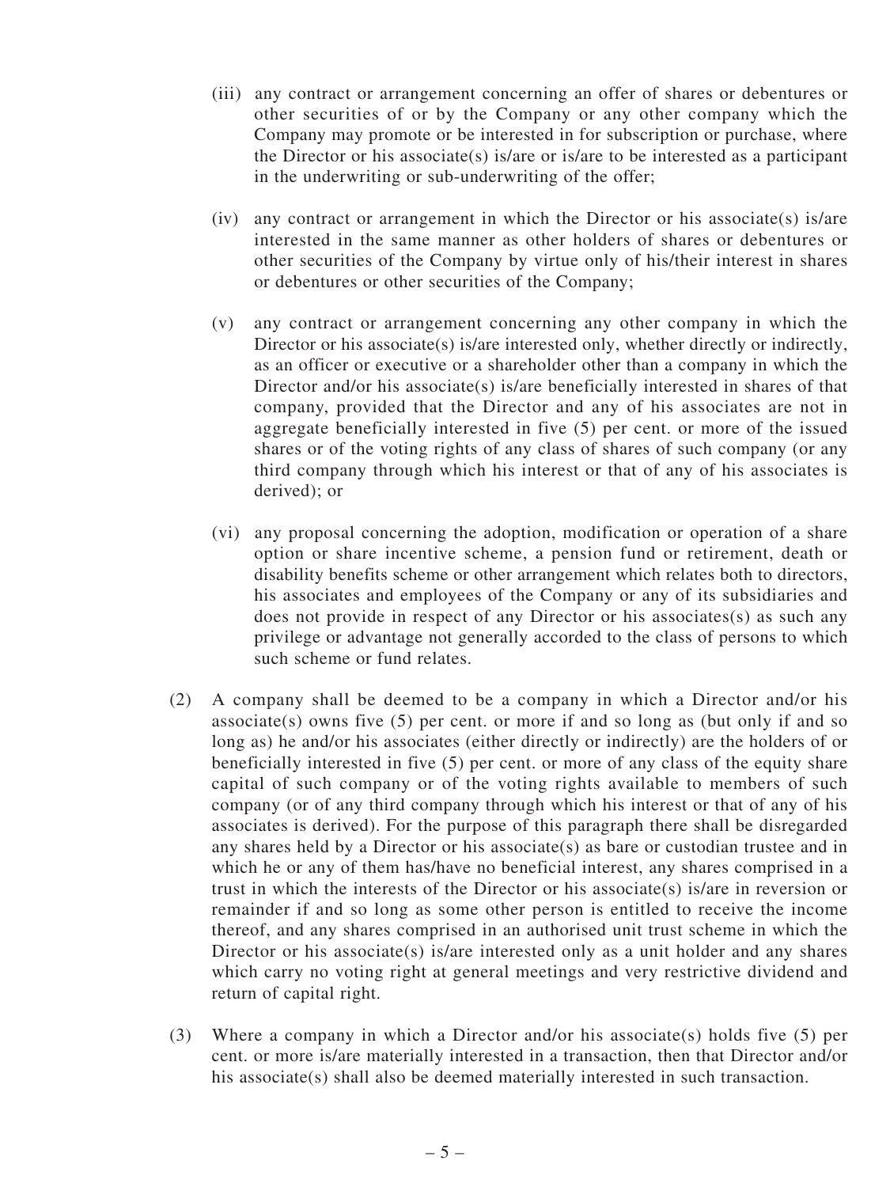(iii) any contract or arrangement concerning an offer of shares or debentures or other securities of or by the Company or any other company which the Company may promote or be interested in for subscription or purchase, where the Director or his associate(s) is/are or is/are to be interested as a participant in the underwriting or sub-underwriting of the offer;

(iv) any contract or arrangement in which the Director or his associate(s) is/are interested in the same manner as other holders of shares or debentures or other securities of the Company by virtue only of his/their interest in shares or debentures or other securities of the Company;

(v) any contract or arrangement concerning any other company in which the Director or his associate(s) is/are interested only, whether directly or indirectly, as an officer or executive or a shareholder other than a company in which the Director and/or his associate(s) is/are beneficially interested in shares of that company, provided that the Director and any of his associates are not in aggregate beneficially interested in five (5) per cent. or more of the issued shares or of the voting rights of any class of shares of such company (or any third company through which his interest or that of any of his associates is derived); or

(vi) any proposal concerning the adoption, modification or operation of a share option or share incentive scheme, a pension fund or retirement, death or disability benefits scheme or other arrangement which relates both to directors, his associates and employees of the Company or any of its subsidiaries and does not provide in respect of any Director or his associates(s) as such any privilege or advantage not generally accorded to the class of persons to which such scheme or fund relates.

(2) A company shall be deemed to be a company in which a Director and/or his associate(s) owns five (5) per cent. or more if and so long as (but only if and so long as) he and/or his associates (either directly or indirectly) are the holders of or beneficially interested in five (5) per cent. or more of any class of the equity share capital of such company or of the voting rights available to members of such company (or of any third company through which his interest or that of any of his associates is derived). For the purpose of this paragraph there shall be disregarded any shares held by a Director or his associate(s) as bare or custodian trustee and in which he or any of them has/have no beneficial interest, any shares comprised in a trust in which the interests of the Director or his associate(s) is/are in reversion or remainder if and so long as some other person is entitled to receive the income thereof, and any shares comprised in an authorised unit trust scheme in which the Director or his associate(s) is/are interested only as a unit holder and any shares which carry no voting right at general meetings and very restrictive dividend and return of capital right.

(3) Where a company in which a Director and/or his associate(s) holds five (5) per cent. or more is/are materially interested in a transaction, then that Director and/or his associate(s) shall also be deemed materially interested in such transaction.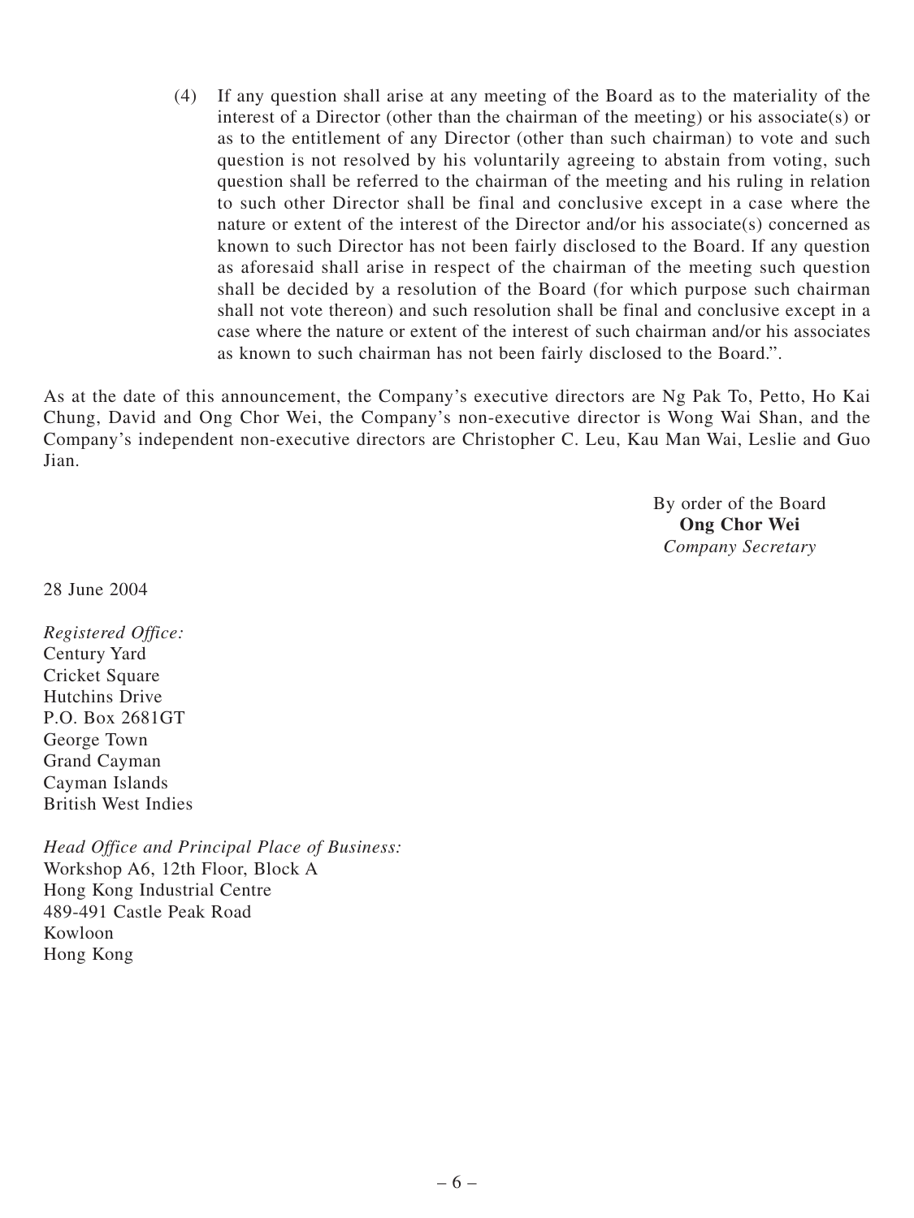(4) If any question shall arise at any meeting of the Board as to the materiality of the interest of a Director (other than the chairman of the meeting) or his associate(s) or as to the entitlement of any Director (other than such chairman) to vote and such question is not resolved by his voluntarily agreeing to abstain from voting, such question shall be referred to the chairman of the meeting and his ruling in relation to such other Director shall be final and conclusive except in a case where the nature or extent of the interest of the Director and/or his associate(s) concerned as known to such Director has not been fairly disclosed to the Board. If any question as aforesaid shall arise in respect of the chairman of the meeting such question shall be decided by a resolution of the Board (for which purpose such chairman shall not vote thereon) and such resolution shall be final and conclusive except in a case where the nature or extent of the interest of such chairman and/or his associates as known to such chairman has not been fairly disclosed to the Board.".

As at the date of this announcement, the Company's executive directors are Ng Pak To, Petto, Ho Kai Chung, David and Ong Chor Wei, the Company's non-executive director is Wong Wai Shan, and the Company's independent non-executive directors are Christopher C. Leu, Kau Man Wai, Leslie and Guo Jian.

By order of the Board
**Ong Chor Wei**
*Company Secretary*

28 June 2004

*Registered Office:*
Century Yard
Cricket Square
Hutchins Drive
P.O. Box 2681GT
George Town
Grand Cayman
Cayman Islands
British West Indies

*Head Office and Principal Place of Business:*
Workshop A6, 12th Floor, Block A
Hong Kong Industrial Centre
489-491 Castle Peak Road
Kowloon
Hong Kong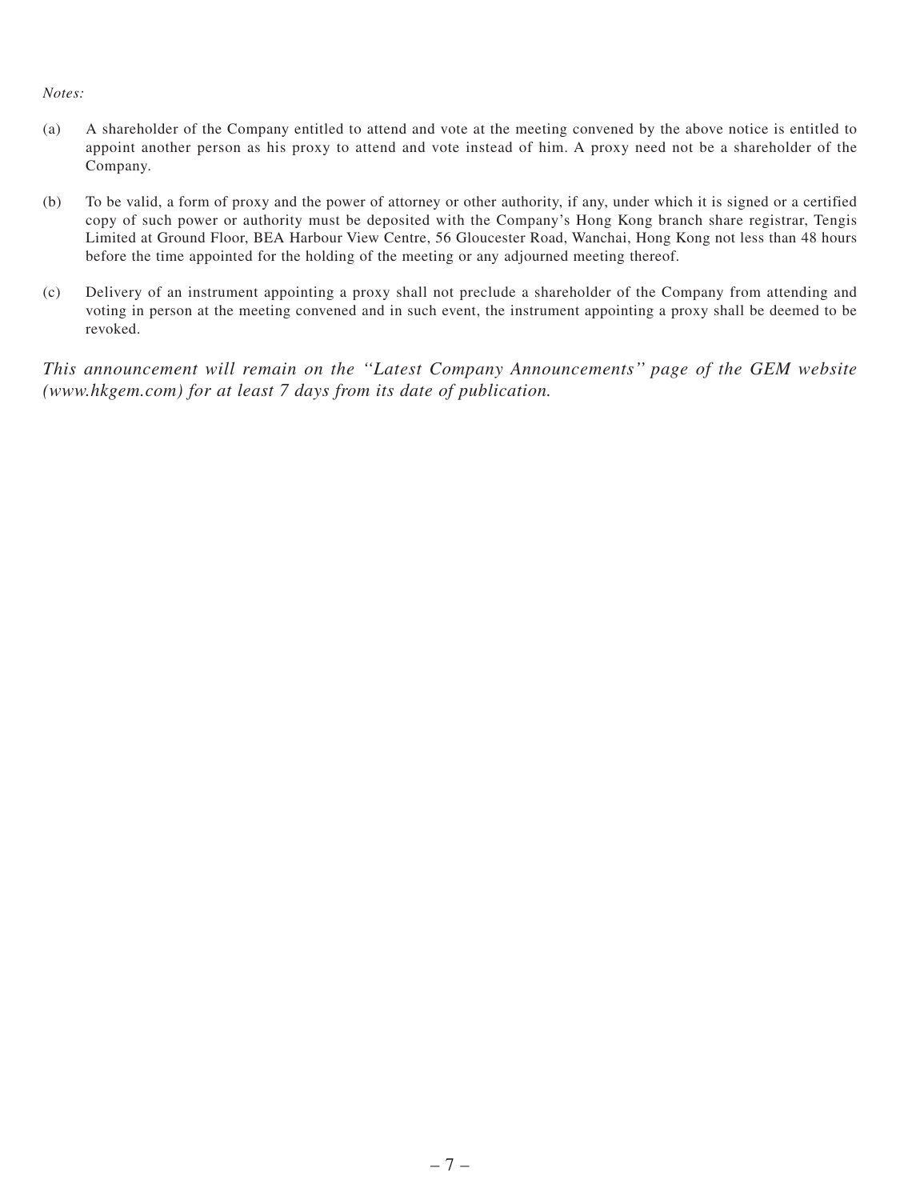*Notes:*

(a) A shareholder of the Company entitled to attend and vote at the meeting convened by the above notice is entitled to appoint another person as his proxy to attend and vote instead of him. A proxy need not be a shareholder of the Company.

(b) To be valid, a form of proxy and the power of attorney or other authority, if any, under which it is signed or a certified copy of such power or authority must be deposited with the Company's Hong Kong branch share registrar, Tengis Limited at Ground Floor, BEA Harbour View Centre, 56 Gloucester Road, Wanchai, Hong Kong not less than 48 hours before the time appointed for the holding of the meeting or any adjourned meeting thereof.

(c) Delivery of an instrument appointing a proxy shall not preclude a shareholder of the Company from attending and voting in person at the meeting convened and in such event, the instrument appointing a proxy shall be deemed to be revoked.

*This announcement will remain on the "Latest Company Announcements" page of the GEM website (www.hkgem.com) for at least 7 days from its date of publication.*